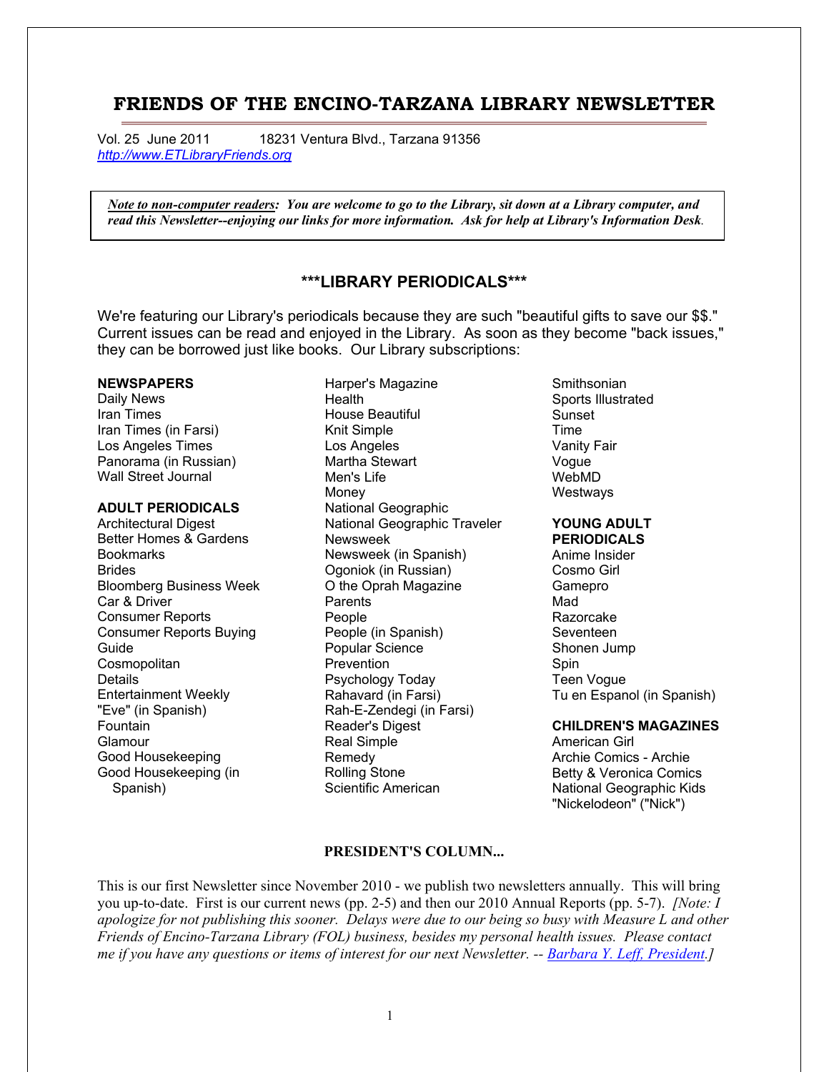# FRIENDS OF THE ENCINO-TARZANA LIBRARY NEWSLETTER

Vol. 25 June 2011 18231 Ventura Blvd., Tarzana 91356
http://www.ETLibraryFriends.org

***Note to non-computer readers:* You are welcome to go to the Library, sit down at a Library computer, and read this Newsletter--enjoying our links for more information. Ask for help at Library's Information Desk.**

## ***LIBRARY PERIODICALS***

We're featuring our Library's periodicals because they are such "beautiful gifts to save our $$." Current issues can be read and enjoyed in the Library. As soon as they become "back issues," they can be borrowed just like books. Our Library subscriptions:

**NEWSPAPERS**
Daily News
Iran Times
Iran Times (in Farsi)
Los Angeles Times
Panorama (in Russian)
Wall Street Journal

**ADULT PERIODICALS**
Architectural Digest
Better Homes & Gardens
Bookmarks
Brides
Bloomberg Business Week
Car & Driver
Consumer Reports
Consumer Reports Buying Guide
Cosmopolitan
Details
Entertainment Weekly
"Eve" (in Spanish)
Fountain
Glamour
Good Housekeeping
Good Housekeeping (in Spanish)
Harper's Magazine
Health
House Beautiful
Knit Simple
Los Angeles
Martha Stewart
Men's Life
Money
National Geographic
National Geographic Traveler
Newsweek
Newsweek (in Spanish)
Ogoniok (in Russian)
O the Oprah Magazine
Parents
People
People (in Spanish)
Popular Science
Prevention
Psychology Today
Rahavard (in Farsi)
Rah-E-Zendegi (in Farsi)
Reader's Digest
Real Simple
Remedy
Rolling Stone
Scientific American
Smithsonian
Sports Illustrated
Sunset
Time
Vanity Fair
Vogue
WebMD
Westways

**YOUNG ADULT PERIODICALS**
Anime Insider
Cosmo Girl
Gamepro
Mad
Razorcake
Seventeen
Shonen Jump
Spin
Teen Vogue
Tu en Espanol (in Spanish)

**CHILDREN'S MAGAZINES**
American Girl
Archie Comics - Archie
Betty & Veronica Comics
National Geographic Kids
"Nickelodeon" ("Nick")

### PRESIDENT'S COLUMN...

This is our first Newsletter since November 2010 - we publish two newsletters annually. This will bring you up-to-date. First is our current news (pp. 2-5) and then our 2010 Annual Reports (pp. 5-7). *[Note: I apologize for not publishing this sooner. Delays were due to our being so busy with Measure L and other Friends of Encino-Tarzana Library (FOL) business, besides my personal health issues. Please contact me if you have any questions or items of interest for our next Newsletter. -- Barbara Y. Leff, President.]*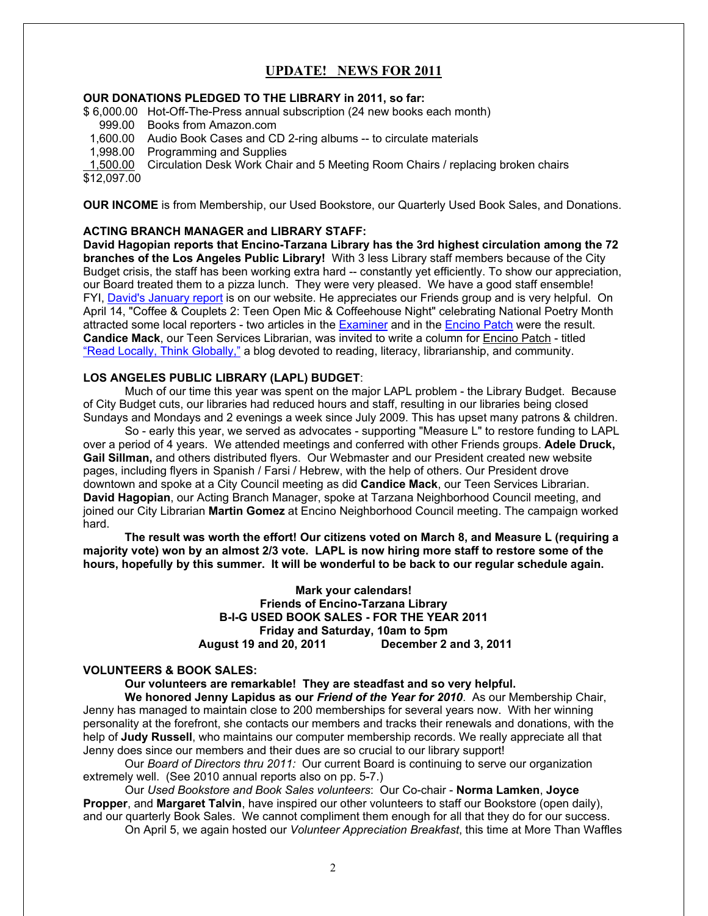## UPDATE! NEWS FOR 2011

**OUR DONATIONS PLEDGED TO THE LIBRARY in 2011, so far:**

| Amount | Item |
|---|---|
| $ 6,000.00 | Hot-Off-The-Press annual subscription (24 new books each month) |
| 999.00 | Books from Amazon.com |
| 1,600.00 | Audio Book Cases and CD 2-ring albums -- to circulate materials |
| 1,998.00 | Programming and Supplies |
| 1,500.00 | Circulation Desk Work Chair and 5 Meeting Room Chairs / replacing broken chairs |
| $12,097.00 | |

**OUR INCOME** is from Membership, our Used Bookstore, our Quarterly Used Book Sales, and Donations.

**ACTING BRANCH MANAGER and LIBRARY STAFF:**
**David Hagopian reports that Encino-Tarzana Library has the 3rd highest circulation among the 72 branches of the Los Angeles Public Library!** With 3 less Library staff members because of the City Budget crisis, the staff has been working extra hard -- constantly yet efficiently. To show our appreciation, our Board treated them to a pizza lunch. They were very pleased. We have a good staff ensemble! FYI, David's January report is on our website. He appreciates our Friends group and is very helpful. On April 14, "Coffee & Couplets 2: Teen Open Mic & Coffeehouse Night" celebrating National Poetry Month attracted some local reporters - two articles in the Examiner and in the Encino Patch were the result. **Candice Mack**, our Teen Services Librarian, was invited to write a column for Encino Patch - titled "Read Locally, Think Globally," a blog devoted to reading, literacy, librarianship, and community.

**LOS ANGELES PUBLIC LIBRARY (LAPL) BUDGET**:

Much of our time this year was spent on the major LAPL problem - the Library Budget. Because of City Budget cuts, our libraries had reduced hours and staff, resulting in our libraries being closed Sundays and Mondays and 2 evenings a week since July 2009. This has upset many patrons & children.

So - early this year, we served as advocates - supporting "Measure L" to restore funding to LAPL over a period of 4 years. We attended meetings and conferred with other Friends groups. **Adele Druck, Gail Sillman,** and others distributed flyers. Our Webmaster and our President created new website pages, including flyers in Spanish / Farsi / Hebrew, with the help of others. Our President drove downtown and spoke at a City Council meeting as did **Candice Mack**, our Teen Services Librarian. **David Hagopian**, our Acting Branch Manager, spoke at Tarzana Neighborhood Council meeting, and joined our City Librarian **Martin Gomez** at Encino Neighborhood Council meeting. The campaign worked hard.

**The result was worth the effort! Our citizens voted on March 8, and Measure L (requiring a majority vote) won by an almost 2/3 vote. LAPL is now hiring more staff to restore some of the hours, hopefully by this summer. It will be wonderful to be back to our regular schedule again.**

**Mark your calendars!**
**Friends of Encino-Tarzana Library**
**B-I-G USED BOOK SALES - FOR THE YEAR 2011**
**Friday and Saturday, 10am to 5pm**
**August 19 and 20, 2011 December 2 and 3, 2011**

**VOLUNTEERS & BOOK SALES:**

**Our volunteers are remarkable! They are steadfast and so very helpful.**

**We honored Jenny Lapidus as our *Friend of the Year for 2010*.** As our Membership Chair, Jenny has managed to maintain close to 200 memberships for several years now. With her winning personality at the forefront, she contacts our members and tracks their renewals and donations, with the help of **Judy Russell**, who maintains our computer membership records. We really appreciate all that Jenny does since our members and their dues are so crucial to our library support!

Our *Board of Directors thru 2011:* Our current Board is continuing to serve our organization extremely well. (See 2010 annual reports also on pp. 5-7.)

Our *Used Bookstore and Book Sales volunteers*: Our Co-chair - **Norma Lamken**, **Joyce Propper**, and **Margaret Talvin**, have inspired our other volunteers to staff our Bookstore (open daily), and our quarterly Book Sales. We cannot compliment them enough for all that they do for our success.

On April 5, we again hosted our *Volunteer Appreciation Breakfast*, this time at More Than Waffles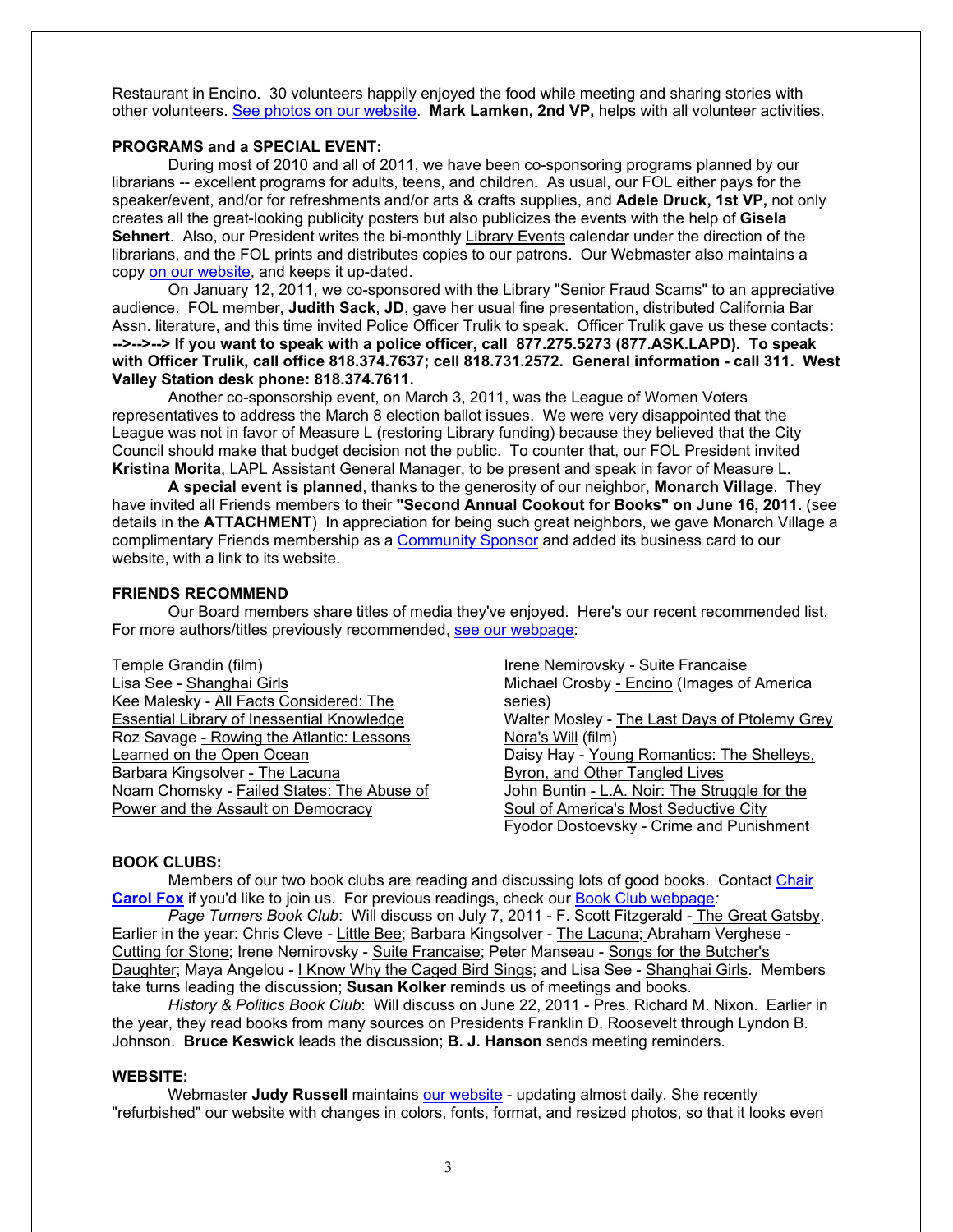Restaurant in Encino. 30 volunteers happily enjoyed the food while meeting and sharing stories with other volunteers. See photos on our website. **Mark Lamken, 2nd VP,** helps with all volunteer activities.

**PROGRAMS and a SPECIAL EVENT:**

During most of 2010 and all of 2011, we have been co-sponsoring programs planned by our librarians -- excellent programs for adults, teens, and children. As usual, our FOL either pays for the speaker/event, and/or for refreshments and/or arts & crafts supplies, and **Adele Druck, 1st VP,** not only creates all the great-looking publicity posters but also publicizes the events with the help of **Gisela Sehnert**. Also, our President writes the bi-monthly Library Events calendar under the direction of the librarians, and the FOL prints and distributes copies to our patrons. Our Webmaster also maintains a copy on our website, and keeps it up-dated.

On January 12, 2011, we co-sponsored with the Library "Senior Fraud Scams" to an appreciative audience. FOL member, **Judith Sack**, **JD**, gave her usual fine presentation, distributed California Bar Assn. literature, and this time invited Police Officer Trulik to speak. Officer Trulik gave us these contacts**:**
**-->-->--> If you want to speak with a police officer, call 877.275.5273 (877.ASK.LAPD). To speak with Officer Trulik, call office 818.374.7637; cell 818.731.2572. General information - call 311. West Valley Station desk phone: 818.374.7611.**

Another co-sponsorship event, on March 3, 2011, was the League of Women Voters representatives to address the March 8 election ballot issues. We were very disappointed that the League was not in favor of Measure L (restoring Library funding) because they believed that the City Council should make that budget decision not the public. To counter that, our FOL President invited **Kristina Morita**, LAPL Assistant General Manager, to be present and speak in favor of Measure L.

**A special event is planned**, thanks to the generosity of our neighbor, **Monarch Village**. They have invited all Friends members to their **"Second Annual Cookout for Books" on June 16, 2011.** (see details in the **ATTACHMENT**) In appreciation for being such great neighbors, we gave Monarch Village a complimentary Friends membership as a Community Sponsor and added its business card to our website, with a link to its website.

**FRIENDS RECOMMEND**

Our Board members share titles of media they've enjoyed. Here's our recent recommended list. For more authors/titles previously recommended, see our webpage:

Temple Grandin (film)
Lisa See - Shanghai Girls
Kee Malesky - All Facts Considered: The Essential Library of Inessential Knowledge
Roz Savage - Rowing the Atlantic: Lessons Learned on the Open Ocean
Barbara Kingsolver - The Lacuna
Noam Chomsky - Failed States: The Abuse of Power and the Assault on Democracy
Irene Nemirovsky - Suite Francaise
Michael Crosby - Encino (Images of America series)
Walter Mosley - The Last Days of Ptolemy Grey
Nora's Will (film)
Daisy Hay - Young Romantics: The Shelleys, Byron, and Other Tangled Lives
John Buntin - L.A. Noir: The Struggle for the Soul of America's Most Seductive City
Fyodor Dostoevsky - Crime and Punishment

**BOOK CLUBS:**

Members of our two book clubs are reading and discussing lots of good books. Contact Chair **Carol Fox** if you'd like to join us. For previous readings, check our Book Club webpage*:*

*Page Turners Book Club*: Will discuss on July 7, 2011 - F. Scott Fitzgerald - The Great Gatsby. Earlier in the year: Chris Cleve - Little Bee; Barbara Kingsolver - The Lacuna; Abraham Verghese - Cutting for Stone; Irene Nemirovsky - Suite Francaise; Peter Manseau - Songs for the Butcher's Daughter; Maya Angelou - I Know Why the Caged Bird Sings; and Lisa See - Shanghai Girls. Members take turns leading the discussion; **Susan Kolker** reminds us of meetings and books.

*History & Politics Book Club*: Will discuss on June 22, 2011 - Pres. Richard M. Nixon. Earlier in the year, they read books from many sources on Presidents Franklin D. Roosevelt through Lyndon B. Johnson. **Bruce Keswick** leads the discussion; **B. J. Hanson** sends meeting reminders.

**WEBSITE:**

Webmaster **Judy Russell** maintains our website - updating almost daily. She recently "refurbished" our website with changes in colors, fonts, format, and resized photos, so that it looks even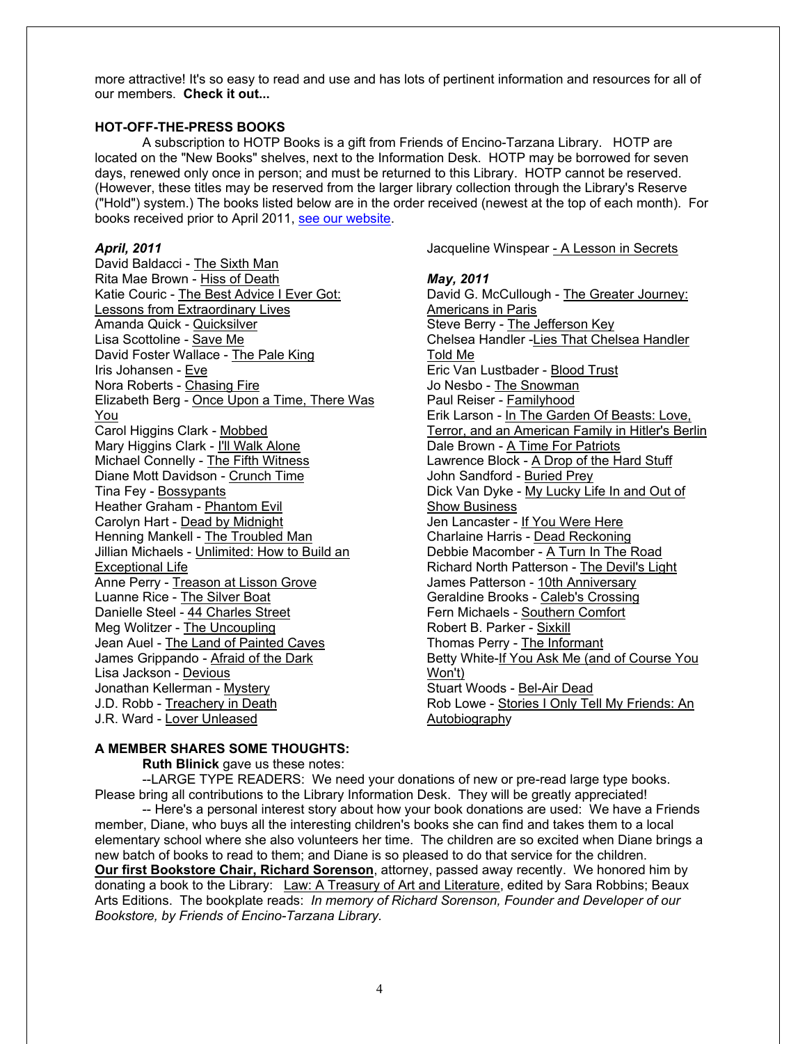more attractive! It's so easy to read and use and has lots of pertinent information and resources for all of our members. **Check it out...**

**HOT-OFF-THE-PRESS BOOKS**

A subscription to HOTP Books is a gift from Friends of Encino-Tarzana Library. HOTP are located on the "New Books" shelves, next to the Information Desk. HOTP may be borrowed for seven days, renewed only once in person; and must be returned to this Library. HOTP cannot be reserved. (However, these titles may be reserved from the larger library collection through the Library's Reserve ("Hold") system.) The books listed below are in the order received (newest at the top of each month). For books received prior to April 2011, see our website.

***April, 2011***

David Baldacci - The Sixth Man
Rita Mae Brown - Hiss of Death
Katie Couric - The Best Advice I Ever Got: Lessons from Extraordinary Lives
Amanda Quick - Quicksilver
Lisa Scottoline - Save Me
David Foster Wallace - The Pale King
Iris Johansen - Eve
Nora Roberts - Chasing Fire
Elizabeth Berg - Once Upon a Time, There Was You
Carol Higgins Clark - Mobbed
Mary Higgins Clark - I'll Walk Alone
Michael Connelly - The Fifth Witness
Diane Mott Davidson - Crunch Time
Tina Fey - Bossypants
Heather Graham - Phantom Evil
Carolyn Hart - Dead by Midnight
Henning Mankell - The Troubled Man
Jillian Michaels - Unlimited: How to Build an Exceptional Life
Anne Perry - Treason at Lisson Grove
Luanne Rice - The Silver Boat
Danielle Steel - 44 Charles Street
Meg Wolitzer - The Uncoupling
Jean Auel - The Land of Painted Caves
James Grippando - Afraid of the Dark
Lisa Jackson - Devious
Jonathan Kellerman - Mystery
J.D. Robb - Treachery in Death
J.R. Ward - Lover Unleased
Jacqueline Winspear - A Lesson in Secrets

***May, 2011***

David G. McCullough - The Greater Journey: Americans in Paris
Steve Berry - The Jefferson Key
Chelsea Handler -Lies That Chelsea Handler Told Me
Eric Van Lustbader - Blood Trust
Jo Nesbo - The Snowman
Paul Reiser - Familyhood
Erik Larson - In The Garden Of Beasts: Love, Terror, and an American Family in Hitler's Berlin
Dale Brown - A Time For Patriots
Lawrence Block - A Drop of the Hard Stuff
John Sandford - Buried Prey
Dick Van Dyke - My Lucky Life In and Out of Show Business
Jen Lancaster - If You Were Here
Charlaine Harris - Dead Reckoning
Debbie Macomber - A Turn In The Road
Richard North Patterson - The Devil's Light
James Patterson - 10th Anniversary
Geraldine Brooks - Caleb's Crossing
Fern Michaels - Southern Comfort
Robert B. Parker - Sixkill
Thomas Perry - The Informant
Betty White-If You Ask Me (and of Course You Won't)
Stuart Woods - Bel-Air Dead
Rob Lowe - Stories I Only Tell My Friends: An Autobiography

**A MEMBER SHARES SOME THOUGHTS:**

**Ruth Blinick** gave us these notes:

--LARGE TYPE READERS: We need your donations of new or pre-read large type books. Please bring all contributions to the Library Information Desk. They will be greatly appreciated!

-- Here's a personal interest story about how your book donations are used: We have a Friends member, Diane, who buys all the interesting children's books she can find and takes them to a local elementary school where she also volunteers her time. The children are so excited when Diane brings a new batch of books to read to them; and Diane is so pleased to do that service for the children.

**Our first Bookstore Chair, Richard Sorenson**, attorney, passed away recently. We honored him by donating a book to the Library: Law: A Treasury of Art and Literature, edited by Sara Robbins; Beaux Arts Editions. The bookplate reads: *In memory of Richard Sorenson, Founder and Developer of our Bookstore, by Friends of Encino-Tarzana Library.*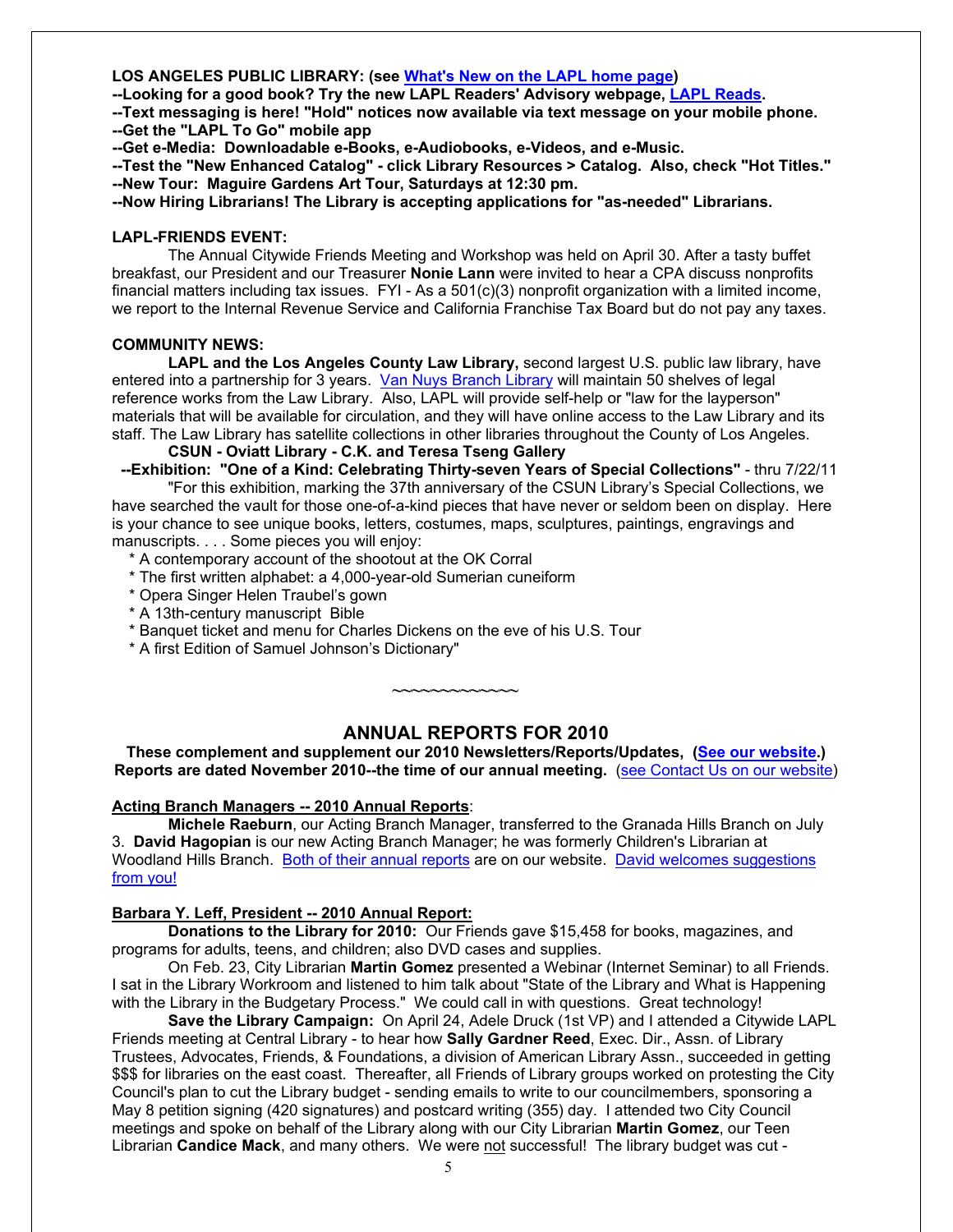**LOS ANGELES PUBLIC LIBRARY: (see What's New on the LAPL home page)**

**--Looking for a good book? Try the new LAPL Readers' Advisory webpage, LAPL Reads.**

**--Text messaging is here! "Hold" notices now available via text message on your mobile phone.**

**--Get the "LAPL To Go" mobile app**

**--Get e-Media: Downloadable e-Books, e-Audiobooks, e-Videos, and e-Music.**

**--Test the "New Enhanced Catalog" - click Library Resources > Catalog. Also, check "Hot Titles."**

**--New Tour: Maguire Gardens Art Tour, Saturdays at 12:30 pm.**

**--Now Hiring Librarians! The Library is accepting applications for "as-needed" Librarians.**

**LAPL-FRIENDS EVENT:**

The Annual Citywide Friends Meeting and Workshop was held on April 30. After a tasty buffet breakfast, our President and our Treasurer **Nonie Lann** were invited to hear a CPA discuss nonprofits financial matters including tax issues. FYI - As a 501(c)(3) nonprofit organization with a limited income, we report to the Internal Revenue Service and California Franchise Tax Board but do not pay any taxes.

**COMMUNITY NEWS:**

**LAPL and the Los Angeles County Law Library,** second largest U.S. public law library, have entered into a partnership for 3 years. Van Nuys Branch Library will maintain 50 shelves of legal reference works from the Law Library. Also, LAPL will provide self-help or "law for the layperson" materials that will be available for circulation, and they will have online access to the Law Library and its staff. The Law Library has satellite collections in other libraries throughout the County of Los Angeles.

**CSUN - Oviatt Library - C.K. and Teresa Tseng Gallery**

**--Exhibition: "One of a Kind: Celebrating Thirty-seven Years of Special Collections"** - thru 7/22/11

"For this exhibition, marking the 37th anniversary of the CSUN Library's Special Collections, we have searched the vault for those one-of-a-kind pieces that have never or seldom been on display. Here is your chance to see unique books, letters, costumes, maps, sculptures, paintings, engravings and manuscripts. . . . Some pieces you will enjoy:

* A contemporary account of the shootout at the OK Corral
* The first written alphabet: a 4,000-year-old Sumerian cuneiform
* Opera Singer Helen Traubel's gown
* A 13th-century manuscript Bible
* Banquet ticket and menu for Charles Dickens on the eve of his U.S. Tour
* A first Edition of Samuel Johnson's Dictionary"

~~~~~~~~~~~~~~

## ANNUAL REPORTS FOR 2010

**These complement and supplement our 2010 Newsletters/Reports/Updates, (See our website.)**
**Reports are dated November 2010--the time of our annual meeting.** (see Contact Us on our website)

**Acting Branch Managers -- 2010 Annual Reports**:

**Michele Raeburn**, our Acting Branch Manager, transferred to the Granada Hills Branch on July 3. **David Hagopian** is our new Acting Branch Manager; he was formerly Children's Librarian at Woodland Hills Branch. Both of their annual reports are on our website. David welcomes suggestions from you!

**Barbara Y. Leff, President -- 2010 Annual Report:**

**Donations to the Library for 2010:** Our Friends gave $15,458 for books, magazines, and programs for adults, teens, and children; also DVD cases and supplies.

On Feb. 23, City Librarian **Martin Gomez** presented a Webinar (Internet Seminar) to all Friends. I sat in the Library Workroom and listened to him talk about "State of the Library and What is Happening with the Library in the Budgetary Process." We could call in with questions. Great technology!

**Save the Library Campaign:** On April 24, Adele Druck (1st VP) and I attended a Citywide LAPL Friends meeting at Central Library - to hear how **Sally Gardner Reed**, Exec. Dir., Assn. of Library Trustees, Advocates, Friends, & Foundations, a division of American Library Assn., succeeded in getting $$$ for libraries on the east coast. Thereafter, all Friends of Library groups worked on protesting the City Council's plan to cut the Library budget - sending emails to write to our councilmembers, sponsoring a May 8 petition signing (420 signatures) and postcard writing (355) day. I attended two City Council meetings and spoke on behalf of the Library along with our City Librarian **Martin Gomez**, our Teen Librarian **Candice Mack**, and many others. We were not successful! The library budget was cut -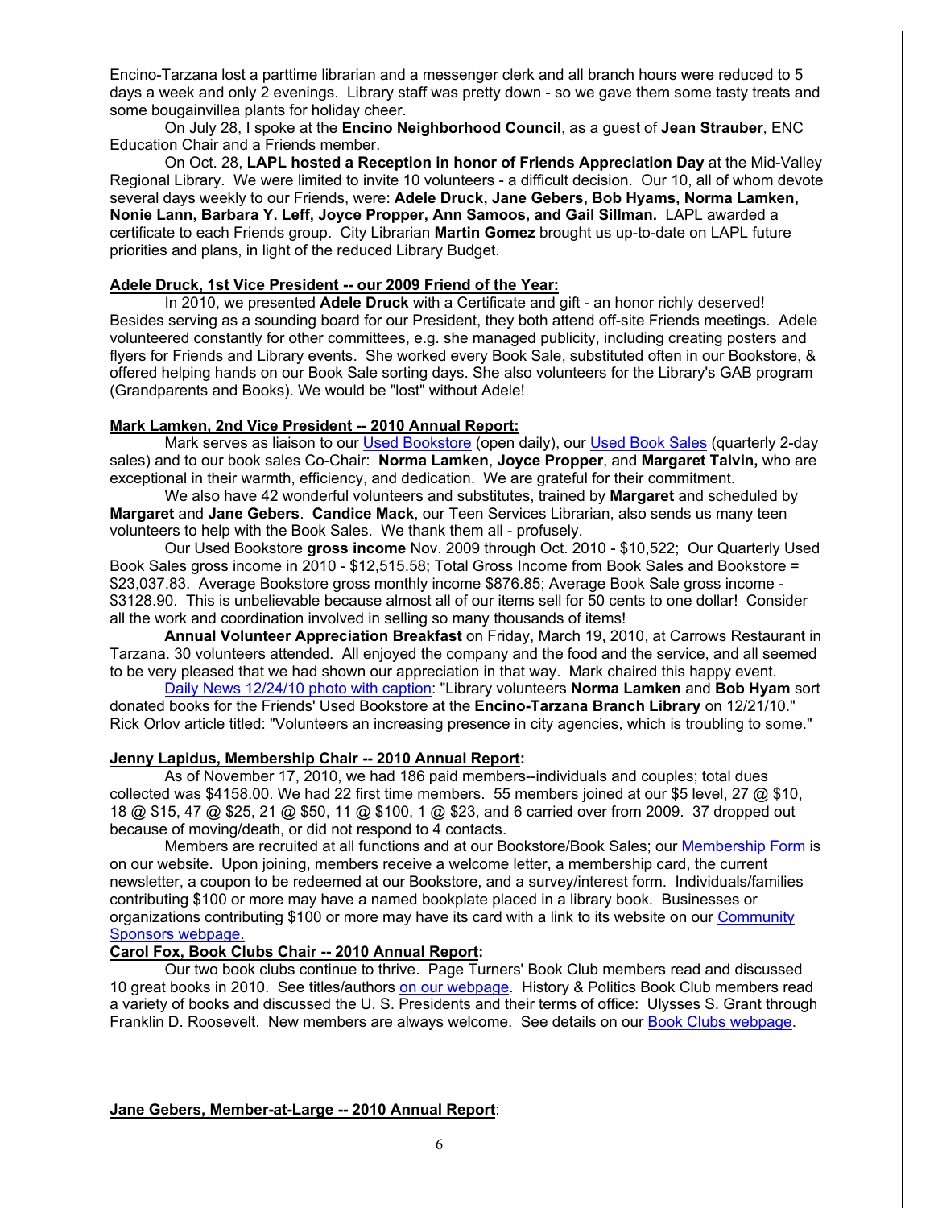Encino-Tarzana lost a parttime librarian and a messenger clerk and all branch hours were reduced to 5 days a week and only 2 evenings. Library staff was pretty down - so we gave them some tasty treats and some bougainvillea plants for holiday cheer.

On July 28, I spoke at the **Encino Neighborhood Council**, as a guest of **Jean Strauber**, ENC Education Chair and a Friends member.

On Oct. 28, **LAPL hosted a Reception in honor of Friends Appreciation Day** at the Mid-Valley Regional Library. We were limited to invite 10 volunteers - a difficult decision. Our 10, all of whom devote several days weekly to our Friends, were: **Adele Druck, Jane Gebers, Bob Hyams, Norma Lamken, Nonie Lann, Barbara Y. Leff, Joyce Propper, Ann Samoos, and Gail Sillman.** LAPL awarded a certificate to each Friends group. City Librarian **Martin Gomez** brought us up-to-date on LAPL future priorities and plans, in light of the reduced Library Budget.

**Adele Druck, 1st Vice President -- our 2009 Friend of the Year:**

In 2010, we presented **Adele Druck** with a Certificate and gift - an honor richly deserved! Besides serving as a sounding board for our President, they both attend off-site Friends meetings. Adele volunteered constantly for other committees, e.g. she managed publicity, including creating posters and flyers for Friends and Library events. She worked every Book Sale, substituted often in our Bookstore, & offered helping hands on our Book Sale sorting days. She also volunteers for the Library's GAB program (Grandparents and Books). We would be "lost" without Adele!

**Mark Lamken, 2nd Vice President -- 2010 Annual Report:**

Mark serves as liaison to our Used Bookstore (open daily), our Used Book Sales (quarterly 2-day sales) and to our book sales Co-Chair: **Norma Lamken**, **Joyce Propper**, and **Margaret Talvin,** who are exceptional in their warmth, efficiency, and dedication. We are grateful for their commitment.

We also have 42 wonderful volunteers and substitutes, trained by **Margaret** and scheduled by **Margaret** and **Jane Gebers**. **Candice Mack**, our Teen Services Librarian, also sends us many teen volunteers to help with the Book Sales. We thank them all - profusely.

Our Used Bookstore **gross income** Nov. 2009 through Oct. 2010 - $10,522; Our Quarterly Used Book Sales gross income in 2010 - $12,515.58; Total Gross Income from Book Sales and Bookstore = $23,037.83. Average Bookstore gross monthly income $876.85; Average Book Sale gross income - $3128.90. This is unbelievable because almost all of our items sell for 50 cents to one dollar! Consider all the work and coordination involved in selling so many thousands of items!

**Annual Volunteer Appreciation Breakfast** on Friday, March 19, 2010, at Carrows Restaurant in Tarzana. 30 volunteers attended. All enjoyed the company and the food and the service, and all seemed to be very pleased that we had shown our appreciation in that way. Mark chaired this happy event.

Daily News 12/24/10 photo with caption: "Library volunteers **Norma Lamken** and **Bob Hyam** sort donated books for the Friends' Used Bookstore at the **Encino-Tarzana Branch Library** on 12/21/10." Rick Orlov article titled: "Volunteers an increasing presence in city agencies, which is troubling to some."

**Jenny Lapidus, Membership Chair -- 2010 Annual Report:**

As of November 17, 2010, we had 186 paid members--individuals and couples; total dues collected was $4158.00. We had 22 first time members. 55 members joined at our $5 level, 27 @ $10, 18 @ $15, 47 @ $25, 21 @ $50, 11 @ $100, 1 @ $23, and 6 carried over from 2009. 37 dropped out because of moving/death, or did not respond to 4 contacts.

Members are recruited at all functions and at our Bookstore/Book Sales; our Membership Form is on our website. Upon joining, members receive a welcome letter, a membership card, the current newsletter, a coupon to be redeemed at our Bookstore, and a survey/interest form. Individuals/families contributing $100 or more may have a named bookplate placed in a library book. Businesses or organizations contributing $100 or more may have its card with a link to its website on our Community Sponsors webpage.

**Carol Fox, Book Clubs Chair -- 2010 Annual Report:**

Our two book clubs continue to thrive. Page Turners' Book Club members read and discussed 10 great books in 2010. See titles/authors on our webpage. History & Politics Book Club members read a variety of books and discussed the U. S. Presidents and their terms of office: Ulysses S. Grant through Franklin D. Roosevelt. New members are always welcome. See details on our Book Clubs webpage.

**Jane Gebers, Member-at-Large -- 2010 Annual Report**: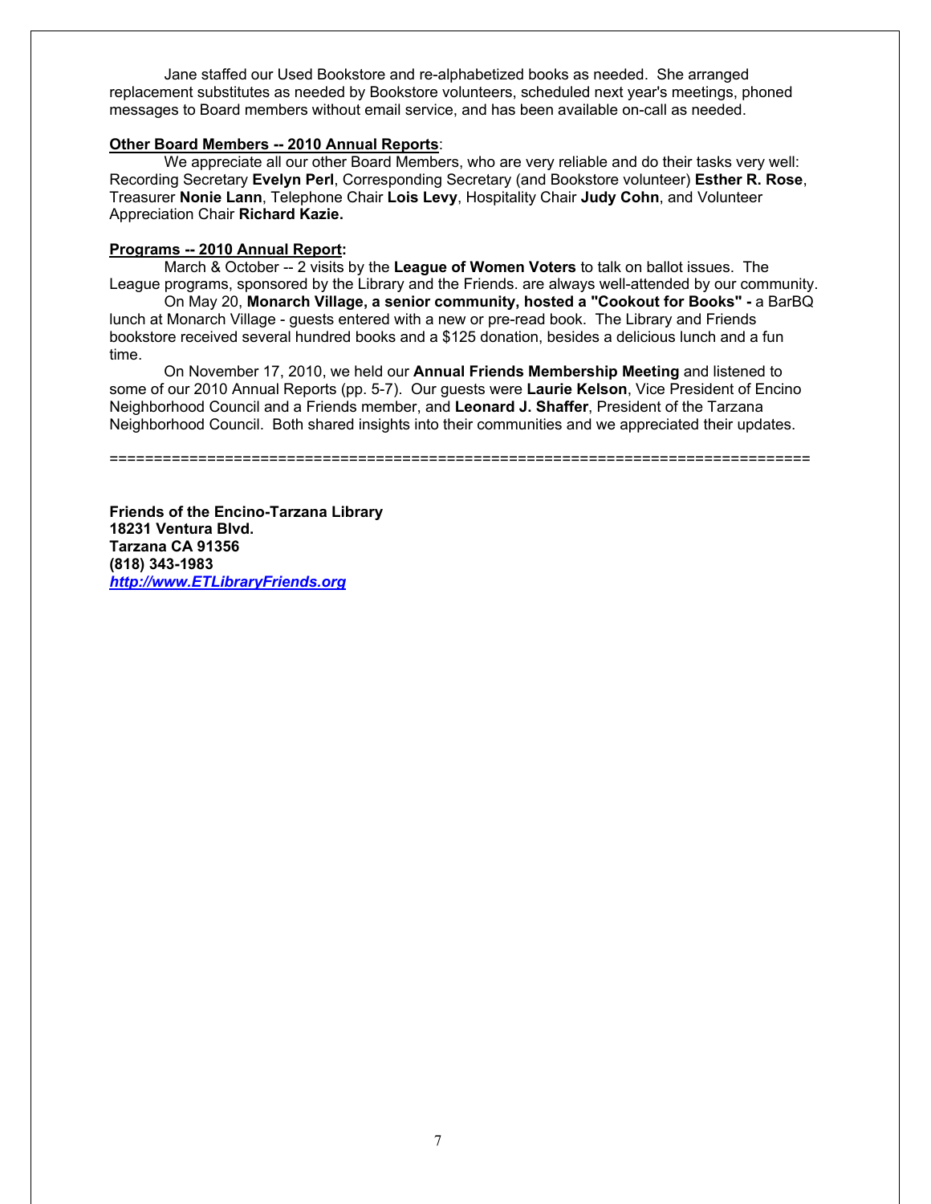Jane staffed our Used Bookstore and re-alphabetized books as needed. She arranged replacement substitutes as needed by Bookstore volunteers, scheduled next year's meetings, phoned messages to Board members without email service, and has been available on-call as needed.

**Other Board Members -- 2010 Annual Reports**:

We appreciate all our other Board Members, who are very reliable and do their tasks very well: Recording Secretary **Evelyn Perl**, Corresponding Secretary (and Bookstore volunteer) **Esther R. Rose**, Treasurer **Nonie Lann**, Telephone Chair **Lois Levy**, Hospitality Chair **Judy Cohn**, and Volunteer Appreciation Chair **Richard Kazie.**

**Programs -- 2010 Annual Report:**

March & October -- 2 visits by the **League of Women Voters** to talk on ballot issues. The League programs, sponsored by the Library and the Friends. are always well-attended by our community.

On May 20, **Monarch Village, a senior community, hosted a "Cookout for Books" -** a BarBQ lunch at Monarch Village - guests entered with a new or pre-read book. The Library and Friends bookstore received several hundred books and a $125 donation, besides a delicious lunch and a fun time.

On November 17, 2010, we held our **Annual Friends Membership Meeting** and listened to some of our 2010 Annual Reports (pp. 5-7). Our guests were **Laurie Kelson**, Vice President of Encino Neighborhood Council and a Friends member, and **Leonard J. Shaffer**, President of the Tarzana Neighborhood Council. Both shared insights into their communities and we appreciated their updates.

===============================================================================

**Friends of the Encino-Tarzana Library**
**18231 Ventura Blvd.**
**Tarzana CA 91356**
**(818) 343-1983**
***http://www.ETLibraryFriends.org***